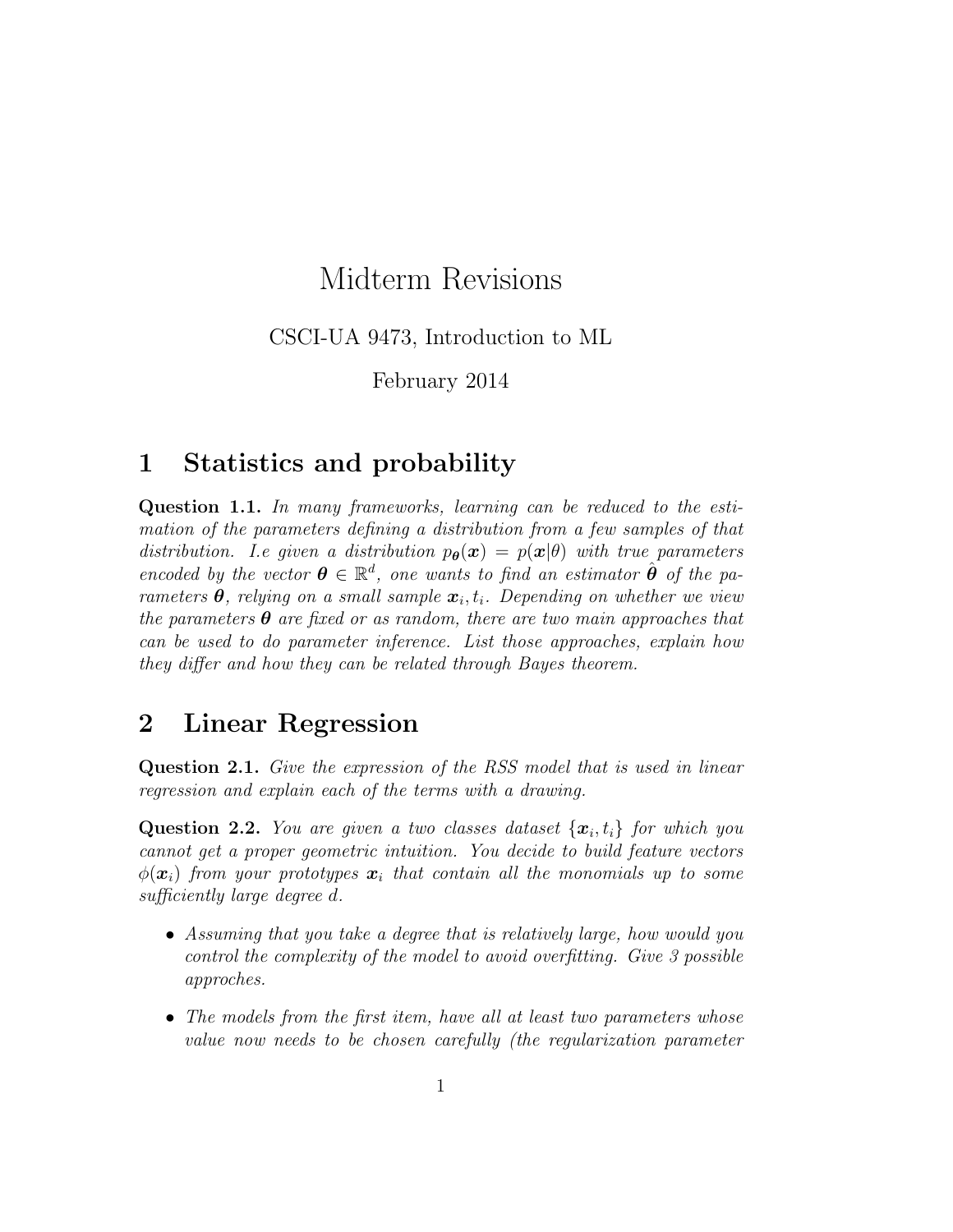# Midterm Revisions

CSCI-UA 9473, Introduction to ML

February 2014

## 1 Statistics and probability

**Question 1.1.** *In many frameworks, learning can be reduced to the estimation of the parameters defining a distribution from a few samples of that distribution. I.e given a distribution $p_{\boldsymbol{\theta}}(\boldsymbol{x}) = p(\boldsymbol{x}|\theta)$ with true parameters encoded by the vector $\boldsymbol{\theta} \in \mathbb{R}^d$, one wants to find an estimator $\hat{\boldsymbol{\theta}}$ of the parameters $\boldsymbol{\theta}$, relying on a small sample $\boldsymbol{x}_i, t_i$. Depending on whether we view the parameters $\boldsymbol{\theta}$ are fixed or as random, there are two main approaches that can be used to do parameter inference. List those approaches, explain how they differ and how they can be related through Bayes theorem.*

## 2 Linear Regression

**Question 2.1.** *Give the expression of the RSS model that is used in linear regression and explain each of the terms with a drawing.*

**Question 2.2.** *You are given a two classes dataset $\{\boldsymbol{x}_i, t_i\}$ for which you cannot get a proper geometric intuition. You decide to build feature vectors $\phi(\boldsymbol{x}_i)$ from your prototypes $\boldsymbol{x}_i$ that contain all the monomials up to some sufficiently large degree $d$.*

- *Assuming that you take a degree that is relatively large, how would you control the complexity of the model to avoid overfitting. Give 3 possible approches.*
- *The models from the first item, have all at least two parameters whose value now needs to be chosen carefully (the regularization parameter*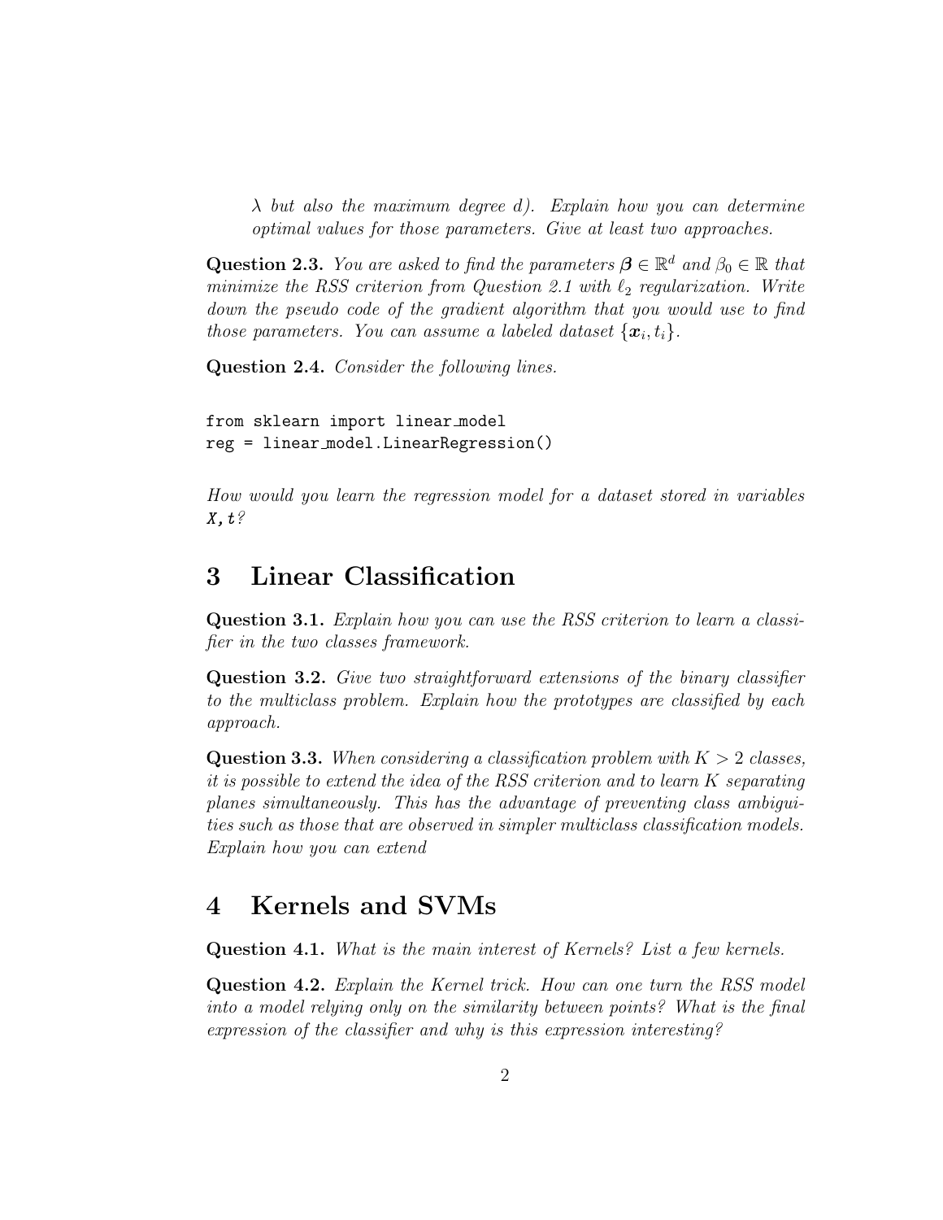*$\lambda$ but also the maximum degree $d$). Explain how you can determine optimal values for those parameters. Give at least two approaches.*

**Question 2.3.** *You are asked to find the parameters $\boldsymbol{\beta} \in \mathbb{R}^d$ and $\beta_0 \in \mathbb{R}$ that minimize the RSS criterion from Question 2.1 with $\ell_2$ regularization. Write down the pseudo code of the gradient algorithm that you would use to find those parameters. You can assume a labeled dataset $\{\boldsymbol{x}_i, t_i\}$.*

**Question 2.4.** *Consider the following lines.*

```
from sklearn import linear_model
reg = linear_model.LinearRegression()
```

*How would you learn the regression model for a dataset stored in variables `X,t`?*

## 3 Linear Classification

**Question 3.1.** *Explain how you can use the RSS criterion to learn a classifier in the two classes framework.*

**Question 3.2.** *Give two straightforward extensions of the binary classifier to the multiclass problem. Explain how the prototypes are classified by each approach.*

**Question 3.3.** *When considering a classification problem with $K > 2$ classes, it is possible to extend the idea of the RSS criterion and to learn $K$ separating planes simultaneously. This has the advantage of preventing class ambiguities such as those that are observed in simpler multiclass classification models. Explain how you can extend*

## 4 Kernels and SVMs

**Question 4.1.** *What is the main interest of Kernels? List a few kernels.*

**Question 4.2.** *Explain the Kernel trick. How can one turn the RSS model into a model relying only on the similarity between points? What is the final expression of the classifier and why is this expression interesting?*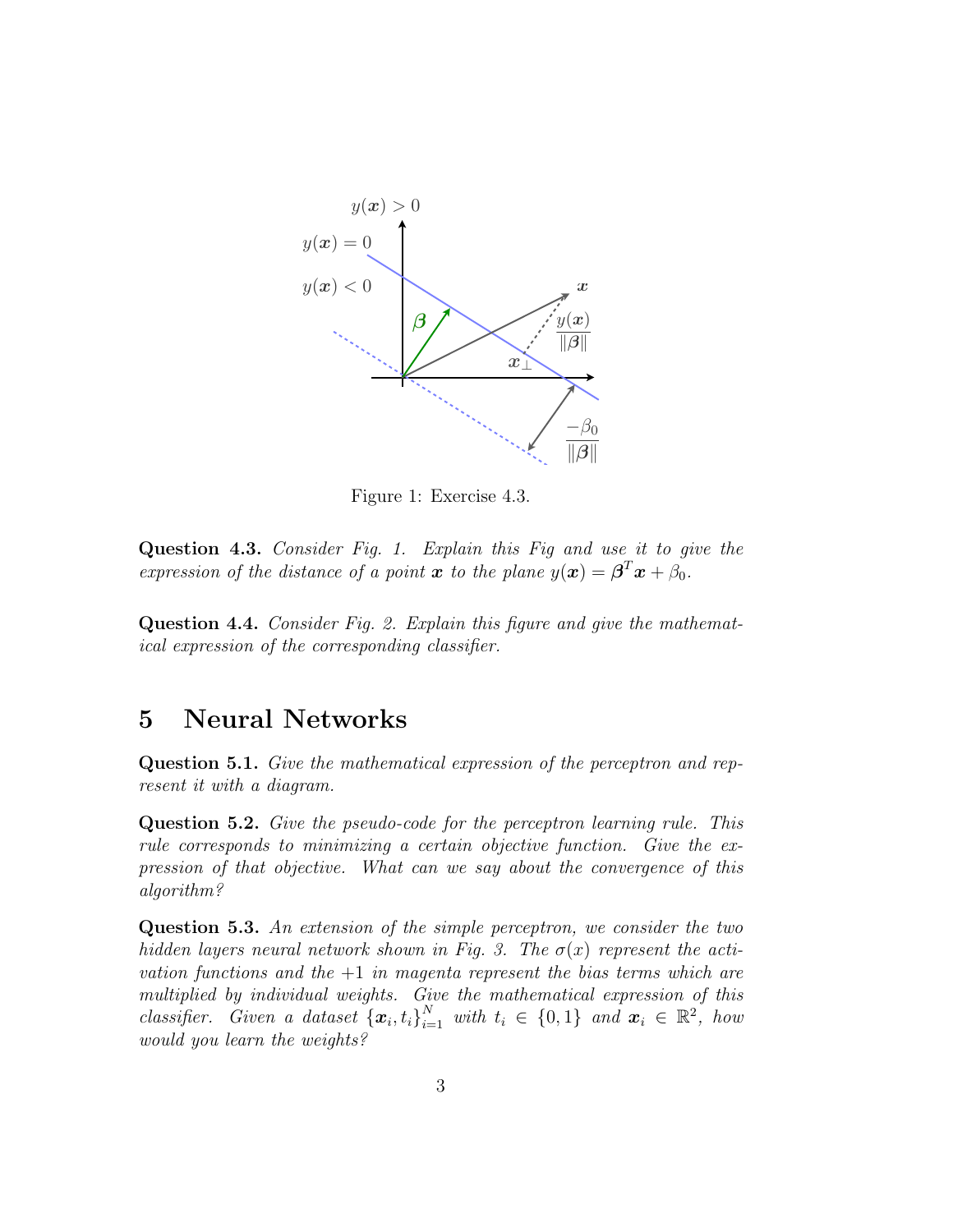$y(\boldsymbol{x}) > 0$

$y(\boldsymbol{x}) = 0$

$y(\boldsymbol{x}) < 0$

$\boldsymbol{\beta}$

$\boldsymbol{x}$

$\frac{y(\boldsymbol{x})}{\|\boldsymbol{\beta}\|}$

$\boldsymbol{x}_\perp$

$\frac{-\beta_0}{\|\boldsymbol{\beta}\|}$

Figure 1: Exercise 4.3.

**Question 4.3.** *Consider Fig. 1. Explain this Fig and use it to give the expression of the distance of a point $\boldsymbol{x}$ to the plane $y(\boldsymbol{x}) = \boldsymbol{\beta}^T\boldsymbol{x} + \beta_0$.*

**Question 4.4.** *Consider Fig. 2. Explain this figure and give the mathematical expression of the corresponding classifier.*

# 5 Neural Networks

**Question 5.1.** *Give the mathematical expression of the perceptron and represent it with a diagram.*

**Question 5.2.** *Give the pseudo-code for the perceptron learning rule. This rule corresponds to minimizing a certain objective function. Give the expression of that objective. What can we say about the convergence of this algorithm?*

**Question 5.3.** *An extension of the simple perceptron, we consider the two hidden layers neural network shown in Fig. 3. The $\sigma(x)$ represent the activation functions and the +1 in magenta represent the bias terms which are multiplied by individual weights. Give the mathematical expression of this classifier. Given a dataset $\{\boldsymbol{x}_i, t_i\}_{i=1}^N$ with $t_i \in \{0, 1\}$ and $\boldsymbol{x}_i \in \mathbb{R}^2$, how would you learn the weights?*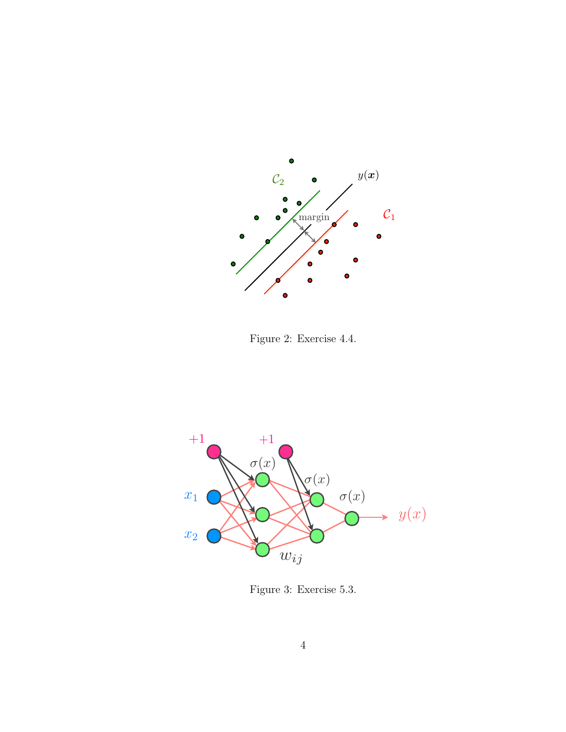$\mathcal{C}_2$

$y(\boldsymbol{x})$

margin

$\mathcal{C}_1$

Figure 2: Exercise 4.4.

$+1$

$+1$

$\sigma(x)$

$\sigma(x)$

$\sigma(x)$

$x_1$

$x_2$

$y(x)$

$w_{ij}$

Figure 3: Exercise 5.3.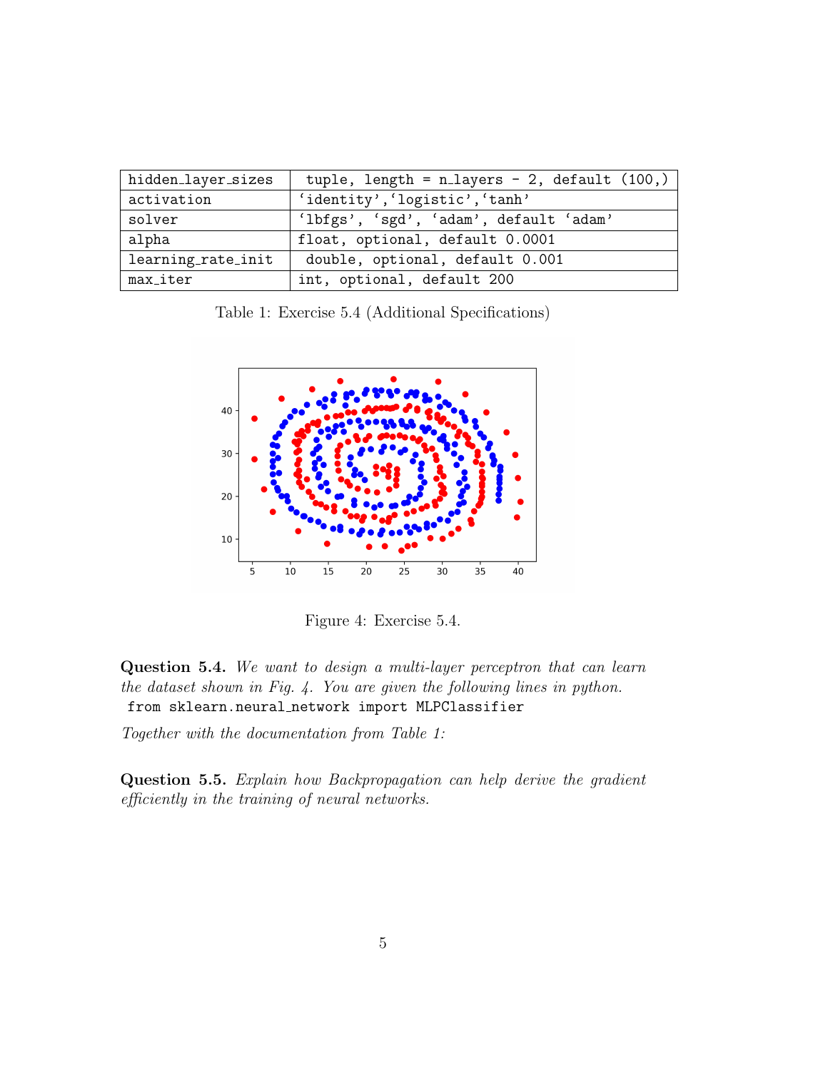| | |
|---|---|
| hidden_layer_sizes | tuple, length = n_layers - 2, default (100,) |
| activation | 'identity','logistic','tanh' |
| solver | 'lbfgs', 'sgd', 'adam', default 'adam' |
| alpha | float, optional, default 0.0001 |
| learning_rate_init | double, optional, default 0.001 |
| max_iter | int, optional, default 200 |

Table 1: Exercise 5.4 (Additional Specifications)

40
30
20
10
5 10 15 20 25 30 35 40

Figure 4: Exercise 5.4.

**Question 5.4.** *We want to design a multi-layer perceptron that can learn the dataset shown in Fig. 4. You are given the following lines in python.*

```
from sklearn.neural_network import MLPClassifier
```

*Together with the documentation from Table 1:*

**Question 5.5.** *Explain how Backpropagation can help derive the gradient efficiently in the training of neural networks.*